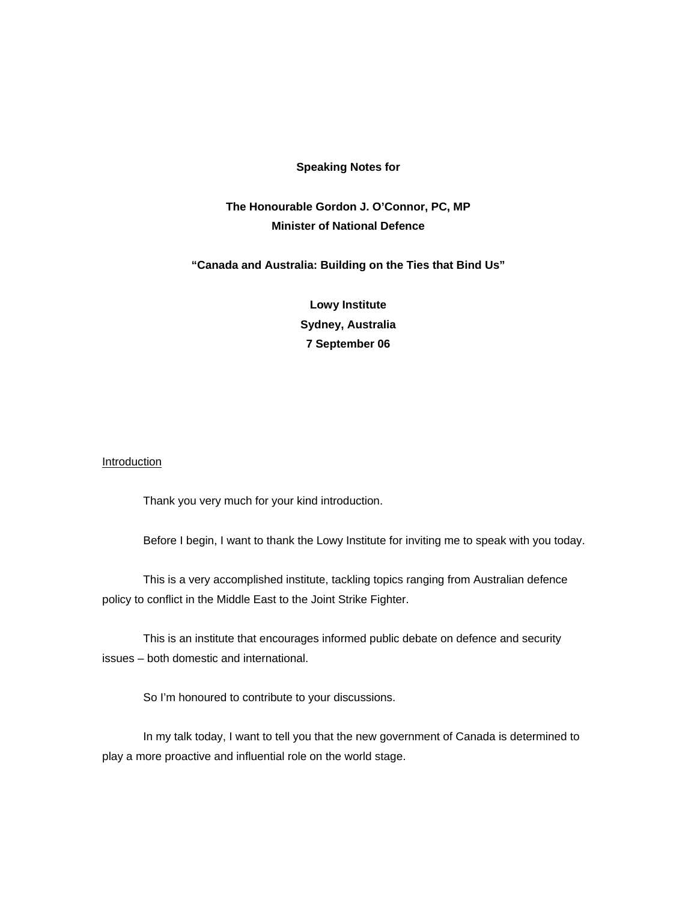**Speaking Notes for**

**The Honourable Gordon J. O'Connor, PC, MP**
**Minister of National Defence**

**"Canada and Australia: Building on the Ties that Bind Us"**

**Lowy Institute**
**Sydney, Australia**
**7 September 06**

<u>Introduction</u>

Thank you very much for your kind introduction.

Before I begin, I want to thank the Lowy Institute for inviting me to speak with you today.

This is a very accomplished institute, tackling topics ranging from Australian defence policy to conflict in the Middle East to the Joint Strike Fighter.

This is an institute that encourages informed public debate on defence and security issues – both domestic and international.

So I'm honoured to contribute to your discussions.

In my talk today, I want to tell you that the new government of Canada is determined to play a more proactive and influential role on the world stage.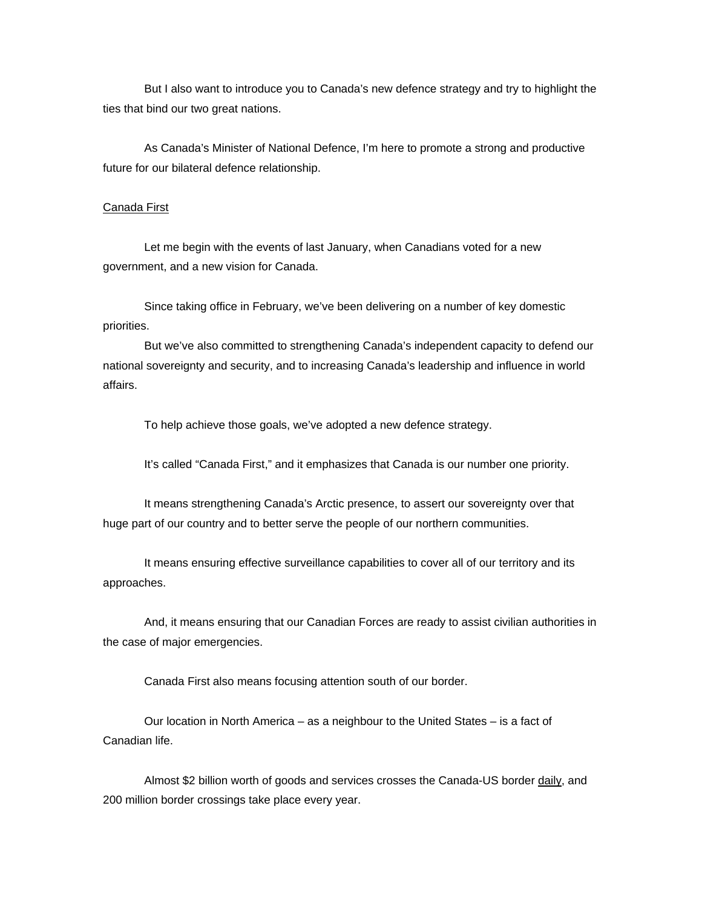But I also want to introduce you to Canada's new defence strategy and try to highlight the ties that bind our two great nations.

As Canada's Minister of National Defence, I'm here to promote a strong and productive future for our bilateral defence relationship.

## Canada First

Let me begin with the events of last January, when Canadians voted for a new government, and a new vision for Canada.

Since taking office in February, we've been delivering on a number of key domestic priorities.

But we've also committed to strengthening Canada's independent capacity to defend our national sovereignty and security, and to increasing Canada's leadership and influence in world affairs.

To help achieve those goals, we've adopted a new defence strategy.

It's called "Canada First," and it emphasizes that Canada is our number one priority.

It means strengthening Canada's Arctic presence, to assert our sovereignty over that huge part of our country and to better serve the people of our northern communities.

It means ensuring effective surveillance capabilities to cover all of our territory and its approaches.

And, it means ensuring that our Canadian Forces are ready to assist civilian authorities in the case of major emergencies.

Canada First also means focusing attention south of our border.

Our location in North America – as a neighbour to the United States – is a fact of Canadian life.

Almost $2 billion worth of goods and services crosses the Canada-US border daily, and 200 million border crossings take place every year.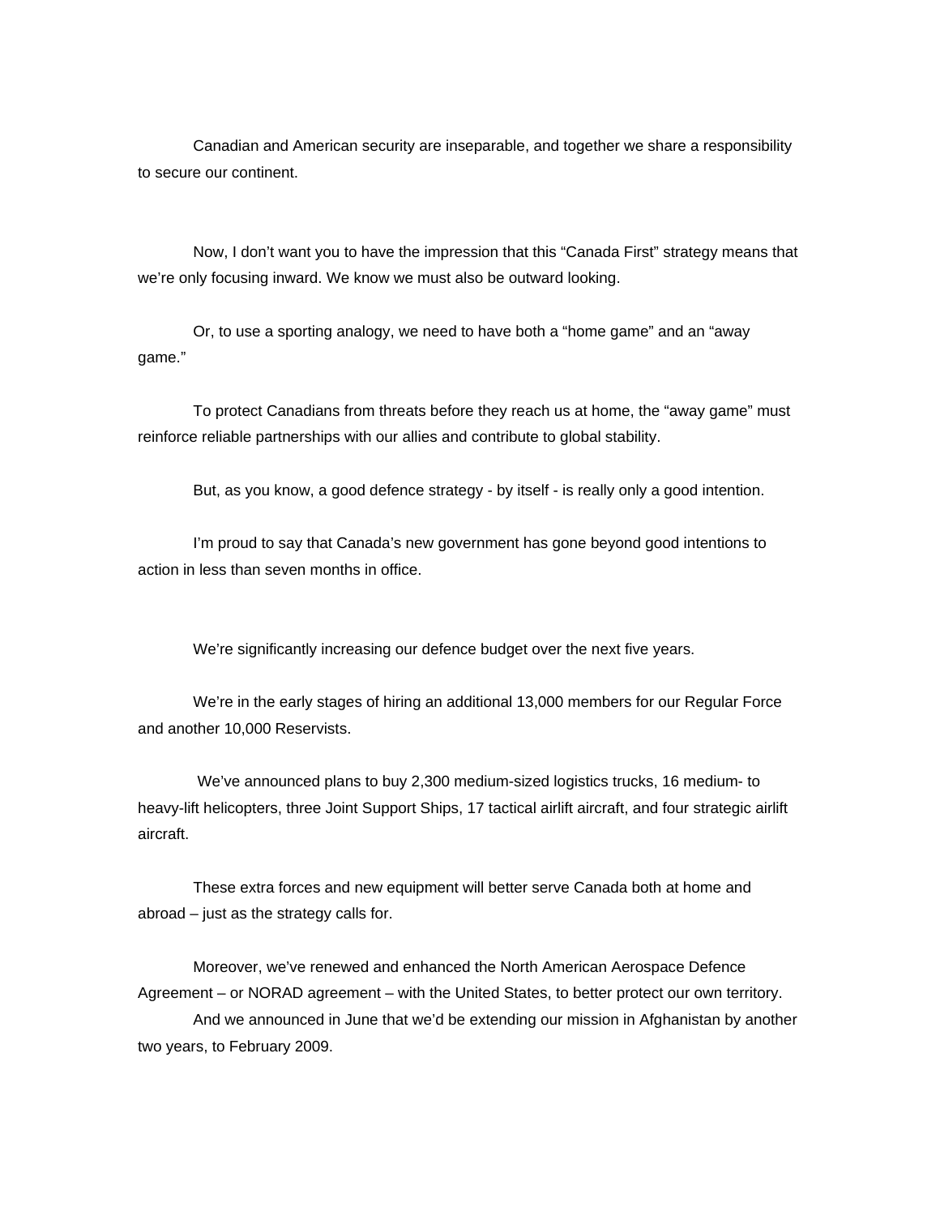Canadian and American security are inseparable, and together we share a responsibility to secure our continent.

Now, I don't want you to have the impression that this "Canada First" strategy means that we're only focusing inward. We know we must also be outward looking.

Or, to use a sporting analogy, we need to have both a "home game" and an "away game."

To protect Canadians from threats before they reach us at home, the "away game" must reinforce reliable partnerships with our allies and contribute to global stability.

But, as you know, a good defence strategy - by itself - is really only a good intention.

I'm proud to say that Canada's new government has gone beyond good intentions to action in less than seven months in office.

We're significantly increasing our defence budget over the next five years.

We're in the early stages of hiring an additional 13,000 members for our Regular Force and another 10,000 Reservists.

We've announced plans to buy 2,300 medium-sized logistics trucks, 16 medium- to heavy-lift helicopters, three Joint Support Ships, 17 tactical airlift aircraft, and four strategic airlift aircraft.

These extra forces and new equipment will better serve Canada both at home and abroad – just as the strategy calls for.

Moreover, we've renewed and enhanced the North American Aerospace Defence Agreement – or NORAD agreement – with the United States, to better protect our own territory.

And we announced in June that we'd be extending our mission in Afghanistan by another two years, to February 2009.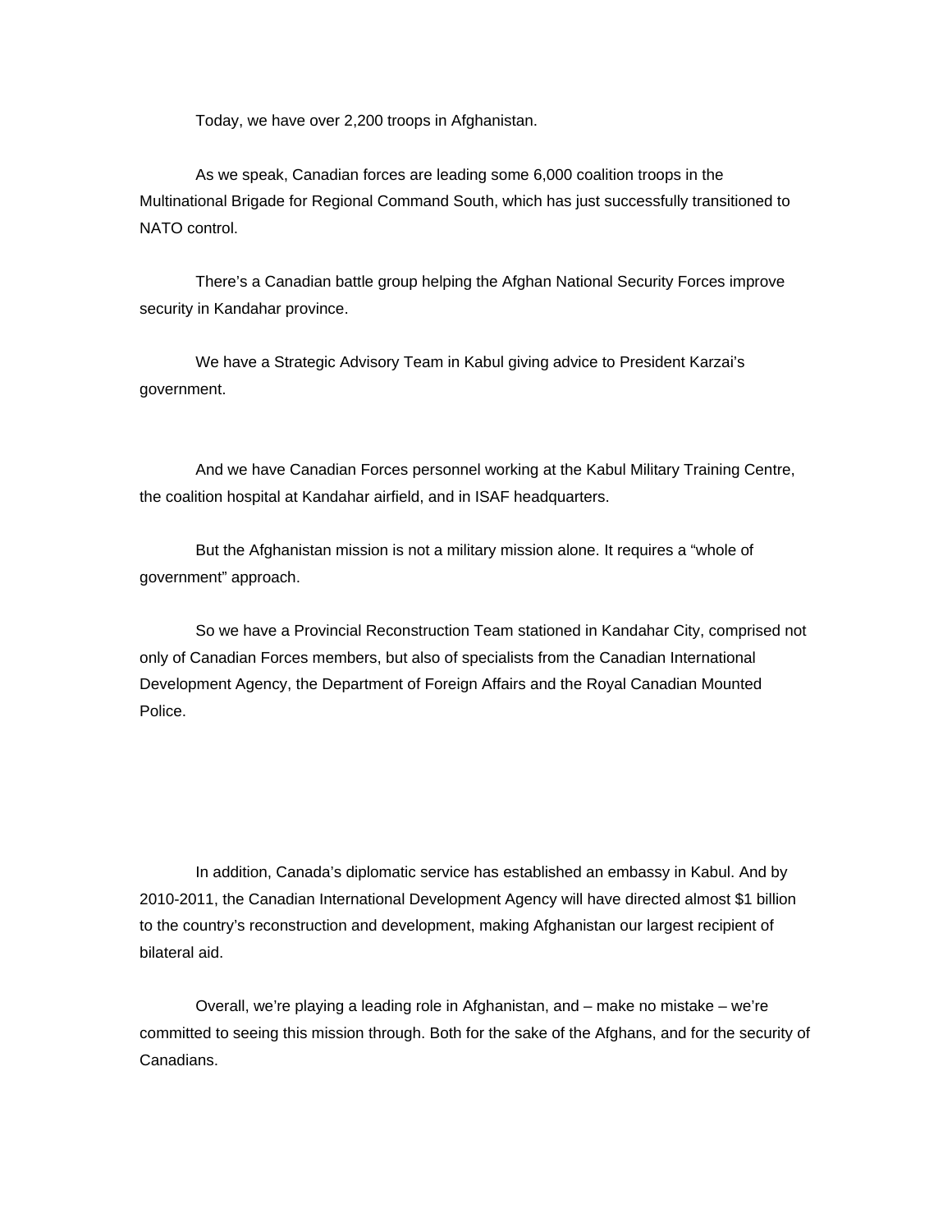Today, we have over 2,200 troops in Afghanistan.

As we speak, Canadian forces are leading some 6,000 coalition troops in the Multinational Brigade for Regional Command South, which has just successfully transitioned to NATO control.

There's a Canadian battle group helping the Afghan National Security Forces improve security in Kandahar province.

We have a Strategic Advisory Team in Kabul giving advice to President Karzai's government.

And we have Canadian Forces personnel working at the Kabul Military Training Centre, the coalition hospital at Kandahar airfield, and in ISAF headquarters.

But the Afghanistan mission is not a military mission alone. It requires a "whole of government" approach.

So we have a Provincial Reconstruction Team stationed in Kandahar City, comprised not only of Canadian Forces members, but also of specialists from the Canadian International Development Agency, the Department of Foreign Affairs and the Royal Canadian Mounted Police.

In addition, Canada's diplomatic service has established an embassy in Kabul. And by 2010-2011, the Canadian International Development Agency will have directed almost $1 billion to the country's reconstruction and development, making Afghanistan our largest recipient of bilateral aid.

Overall, we're playing a leading role in Afghanistan, and – make no mistake – we're committed to seeing this mission through. Both for the sake of the Afghans, and for the security of Canadians.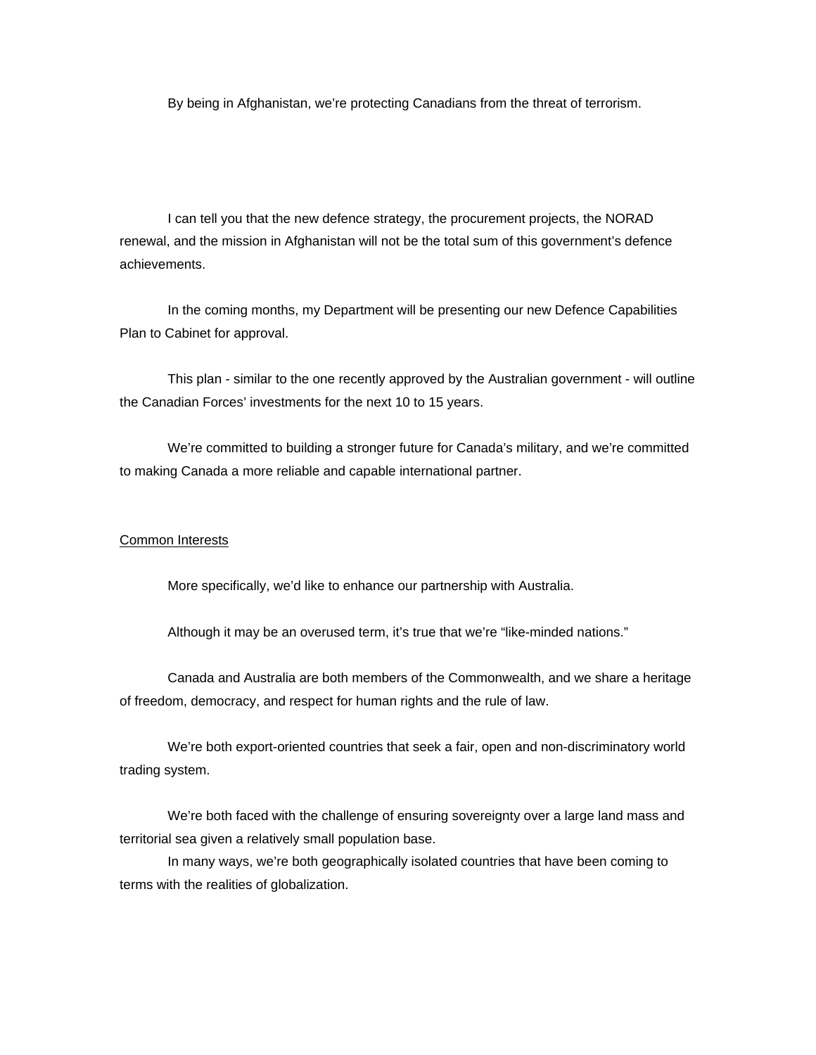By being in Afghanistan, we're protecting Canadians from the threat of terrorism.

I can tell you that the new defence strategy, the procurement projects, the NORAD renewal, and the mission in Afghanistan will not be the total sum of this government's defence achievements.

In the coming months, my Department will be presenting our new Defence Capabilities Plan to Cabinet for approval.

This plan - similar to the one recently approved by the Australian government - will outline the Canadian Forces' investments for the next 10 to 15 years.

We're committed to building a stronger future for Canada's military, and we're committed to making Canada a more reliable and capable international partner.

<u>Common Interests</u>

More specifically, we'd like to enhance our partnership with Australia.

Although it may be an overused term, it's true that we're "like-minded nations."

Canada and Australia are both members of the Commonwealth, and we share a heritage of freedom, democracy, and respect for human rights and the rule of law.

We're both export-oriented countries that seek a fair, open and non-discriminatory world trading system.

We're both faced with the challenge of ensuring sovereignty over a large land mass and territorial sea given a relatively small population base.

In many ways, we're both geographically isolated countries that have been coming to terms with the realities of globalization.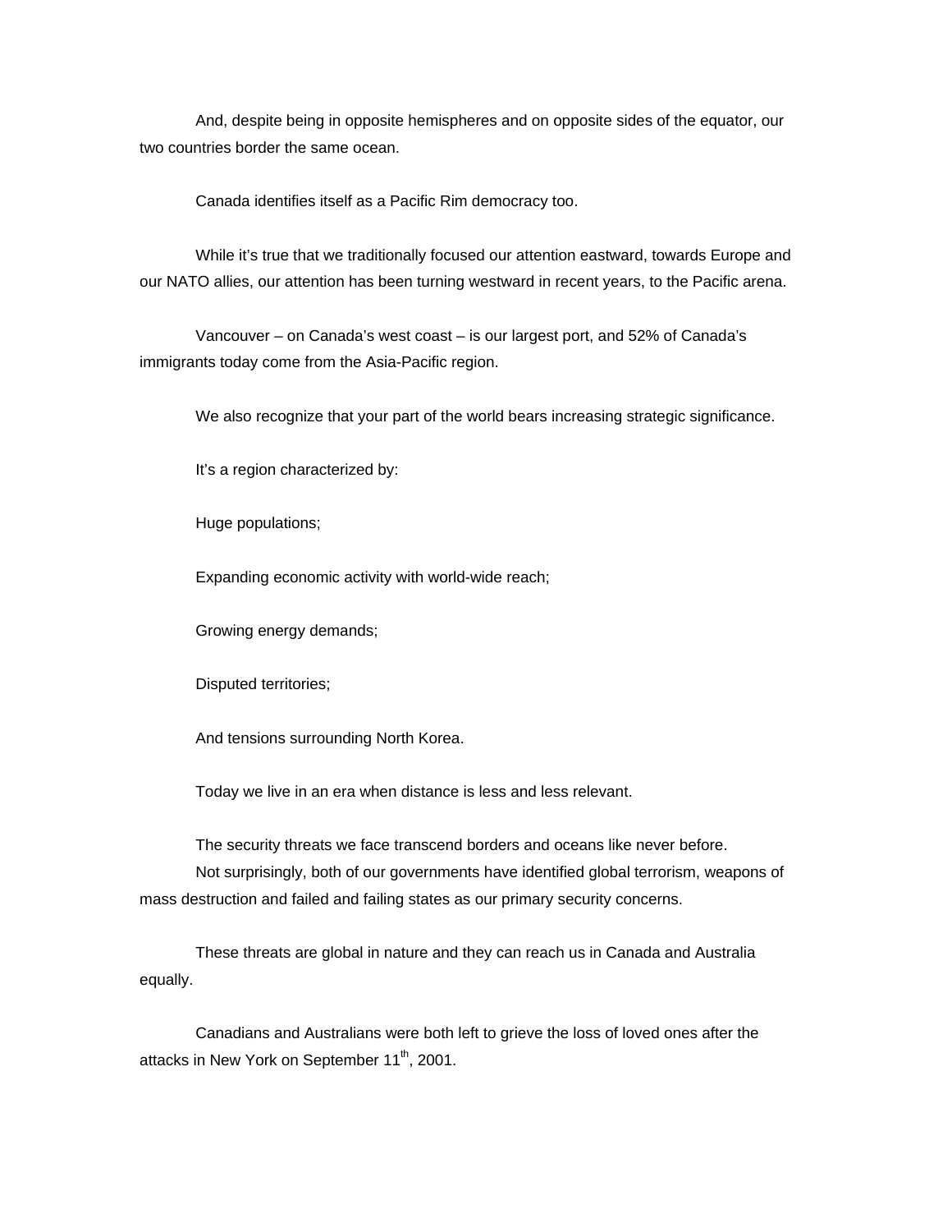And, despite being in opposite hemispheres and on opposite sides of the equator, our two countries border the same ocean.

Canada identifies itself as a Pacific Rim democracy too.

While it's true that we traditionally focused our attention eastward, towards Europe and our NATO allies, our attention has been turning westward in recent years, to the Pacific arena.

Vancouver – on Canada's west coast – is our largest port, and 52% of Canada's immigrants today come from the Asia-Pacific region.

We also recognize that your part of the world bears increasing strategic significance.

It's a region characterized by:

Huge populations;

Expanding economic activity with world-wide reach;

Growing energy demands;

Disputed territories;

And tensions surrounding North Korea.

Today we live in an era when distance is less and less relevant.

The security threats we face transcend borders and oceans like never before.

Not surprisingly, both of our governments have identified global terrorism, weapons of mass destruction and failed and failing states as our primary security concerns.

These threats are global in nature and they can reach us in Canada and Australia equally.

Canadians and Australians were both left to grieve the loss of loved ones after the attacks in New York on September 11th, 2001.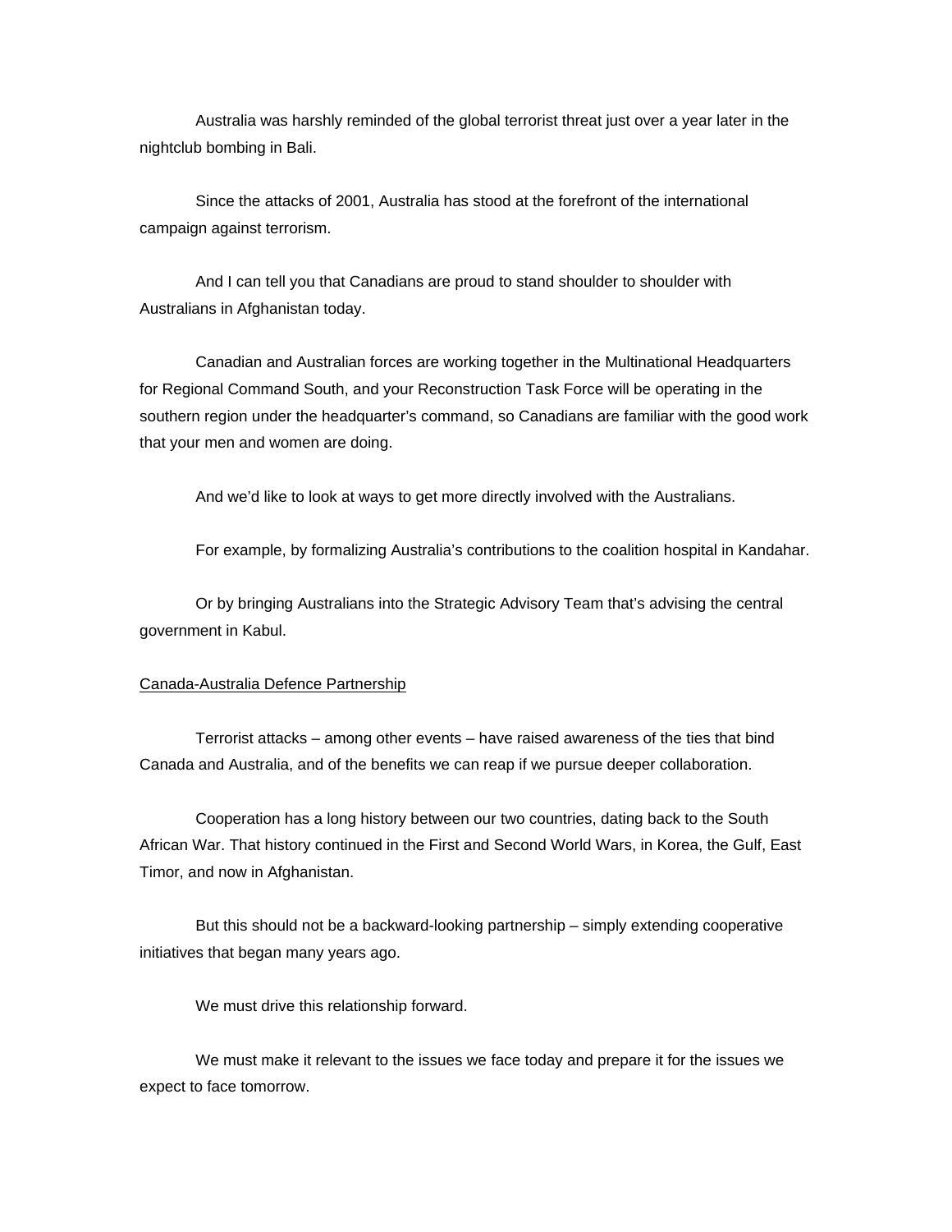Australia was harshly reminded of the global terrorist threat just over a year later in the nightclub bombing in Bali.

Since the attacks of 2001, Australia has stood at the forefront of the international campaign against terrorism.

And I can tell you that Canadians are proud to stand shoulder to shoulder with Australians in Afghanistan today.

Canadian and Australian forces are working together in the Multinational Headquarters for Regional Command South, and your Reconstruction Task Force will be operating in the southern region under the headquarter's command, so Canadians are familiar with the good work that your men and women are doing.

And we'd like to look at ways to get more directly involved with the Australians.

For example, by formalizing Australia's contributions to the coalition hospital in Kandahar.

Or by bringing Australians into the Strategic Advisory Team that's advising the central government in Kabul.

<u>Canada-Australia Defence Partnership</u>

Terrorist attacks – among other events – have raised awareness of the ties that bind Canada and Australia, and of the benefits we can reap if we pursue deeper collaboration.

Cooperation has a long history between our two countries, dating back to the South African War. That history continued in the First and Second World Wars, in Korea, the Gulf, East Timor, and now in Afghanistan.

But this should not be a backward-looking partnership – simply extending cooperative initiatives that began many years ago.

We must drive this relationship forward.

We must make it relevant to the issues we face today and prepare it for the issues we expect to face tomorrow.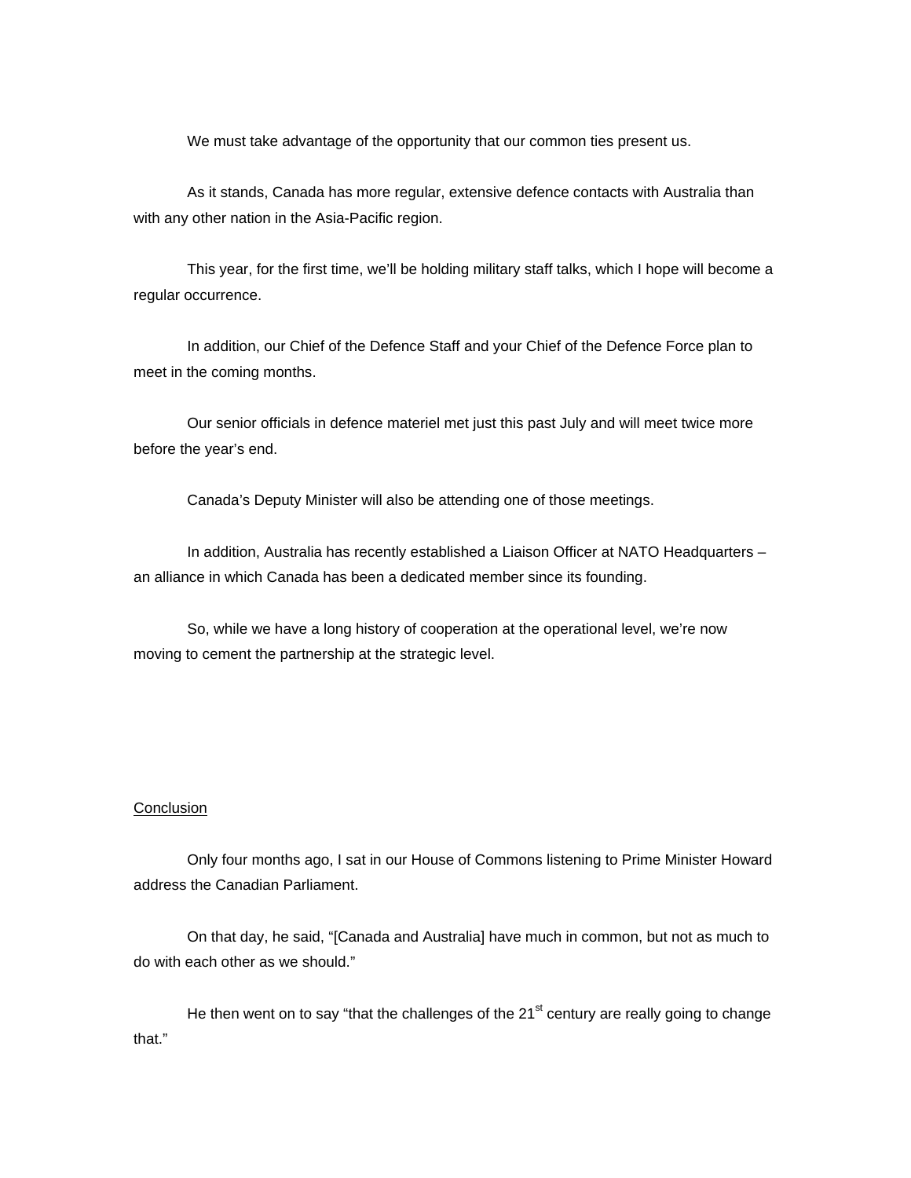We must take advantage of the opportunity that our common ties present us.

As it stands, Canada has more regular, extensive defence contacts with Australia than with any other nation in the Asia-Pacific region.

This year, for the first time, we'll be holding military staff talks, which I hope will become a regular occurrence.

In addition, our Chief of the Defence Staff and your Chief of the Defence Force plan to meet in the coming months.

Our senior officials in defence materiel met just this past July and will meet twice more before the year's end.

Canada's Deputy Minister will also be attending one of those meetings.

In addition, Australia has recently established a Liaison Officer at NATO Headquarters – an alliance in which Canada has been a dedicated member since its founding.

So, while we have a long history of cooperation at the operational level, we're now moving to cement the partnership at the strategic level.

## Conclusion

Only four months ago, I sat in our House of Commons listening to Prime Minister Howard address the Canadian Parliament.

On that day, he said, "[Canada and Australia] have much in common, but not as much to do with each other as we should."

He then went on to say "that the challenges of the 21st century are really going to change that."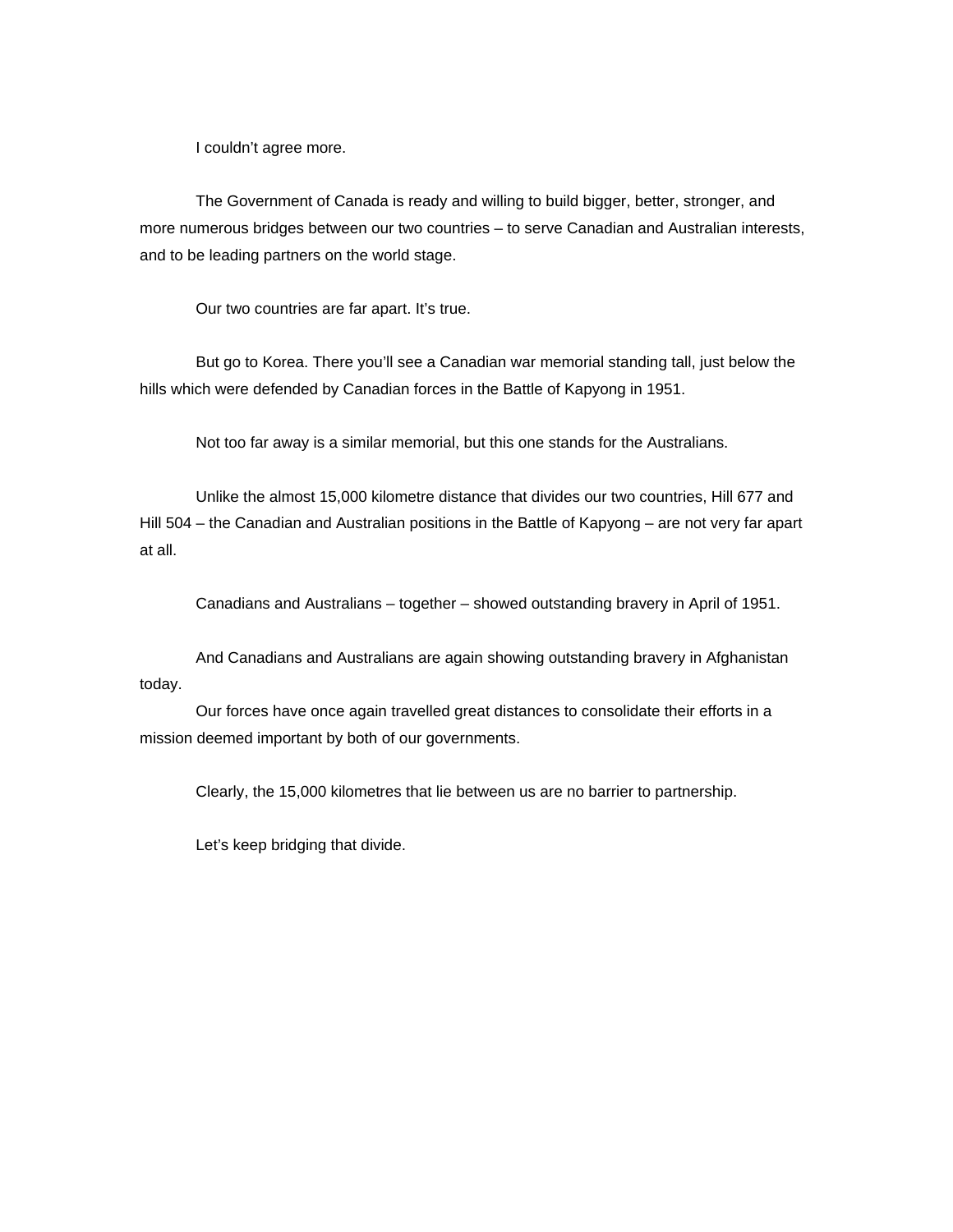I couldn't agree more.

The Government of Canada is ready and willing to build bigger, better, stronger, and more numerous bridges between our two countries – to serve Canadian and Australian interests, and to be leading partners on the world stage.

Our two countries are far apart. It's true.

But go to Korea. There you'll see a Canadian war memorial standing tall, just below the hills which were defended by Canadian forces in the Battle of Kapyong in 1951.

Not too far away is a similar memorial, but this one stands for the Australians.

Unlike the almost 15,000 kilometre distance that divides our two countries, Hill 677 and Hill 504 – the Canadian and Australian positions in the Battle of Kapyong – are not very far apart at all.

Canadians and Australians – together – showed outstanding bravery in April of 1951.

And Canadians and Australians are again showing outstanding bravery in Afghanistan today.

Our forces have once again travelled great distances to consolidate their efforts in a mission deemed important by both of our governments.

Clearly, the 15,000 kilometres that lie between us are no barrier to partnership.

Let's keep bridging that divide.